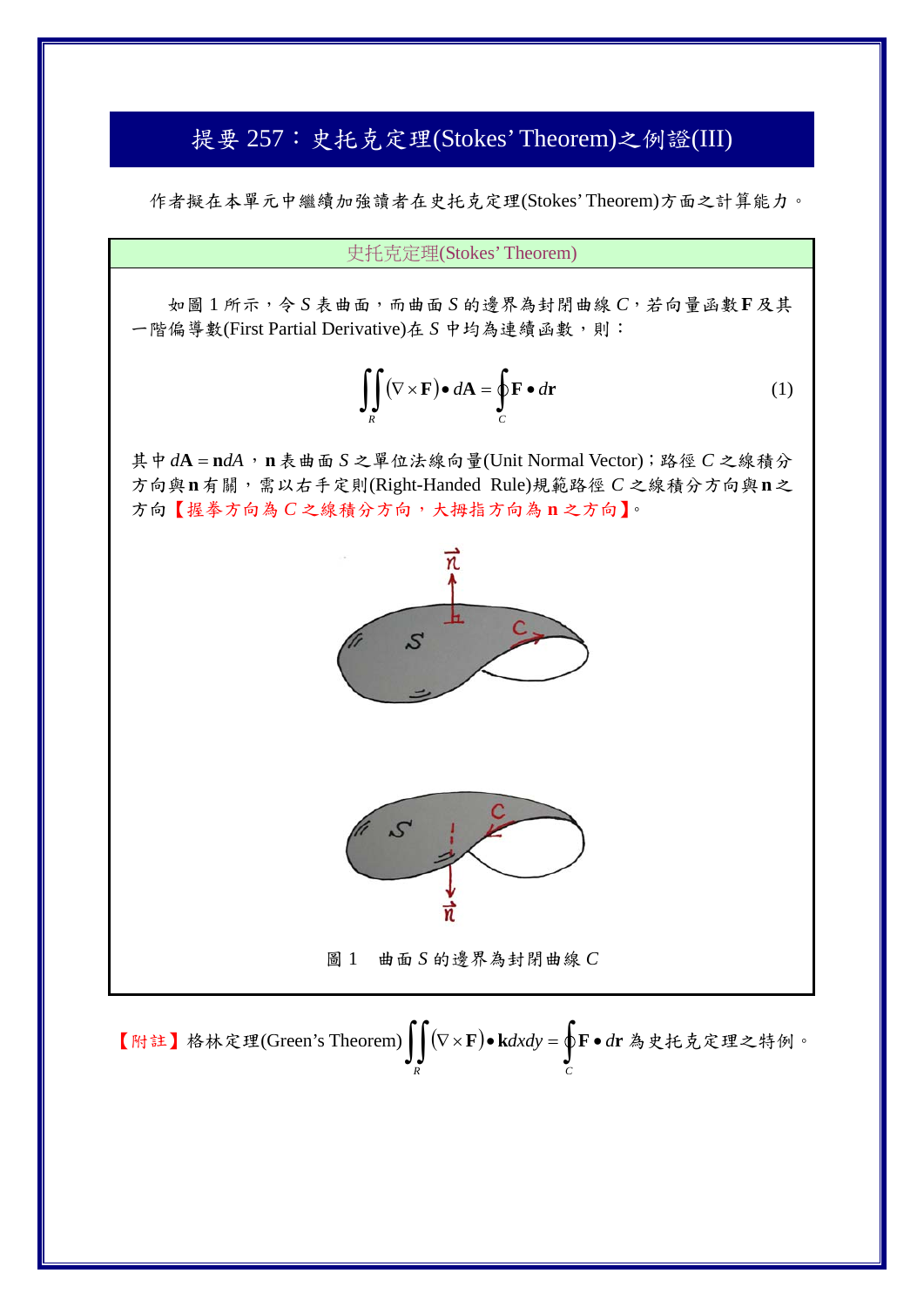# 提要 257：史托克定理(Stokes' Theorem)之例證(III)

作者擬在本單元中繼續加強讀者在史托克定理(Stokes' Theorem)方面之計算能力。

## 史托克定理(Stokes' Theorem)

如圖 1 所示，令 $S$ 表曲面，而曲面 $S$ 的邊界為封閉曲線 $C$，若向量函數 $\mathbf{F}$ 及其一階偏導數(First Partial Derivative)在 $S$ 中均為連續函數，則：

$$\iint_R (\nabla \times \mathbf{F}) \bullet d\mathbf{A} = \oint_C \mathbf{F} \bullet d\mathbf{r} \tag{1}$$

其中 $d\mathbf{A} = \mathbf{n}dA$，$\mathbf{n}$ 表曲面 $S$ 之單位法線向量(Unit Normal Vector)；路徑 $C$ 之線積分方向與 $\mathbf{n}$ 有關，需以右手定則(Right-Handed Rule)規範路徑 $C$ 之線積分方向與 $\mathbf{n}$ 之方向【握拳方向為 $C$ 之線積分方向，大拇指方向為 $\mathbf{n}$ 之方向】。

圖 1　曲面 $S$ 的邊界為封閉曲線 $C$

【附註】格林定理(Green's Theorem) $\iint_R (\nabla \times \mathbf{F}) \bullet \mathbf{k} dxdy = \oint_C \mathbf{F} \bullet d\mathbf{r}$ 為史托克定理之特例。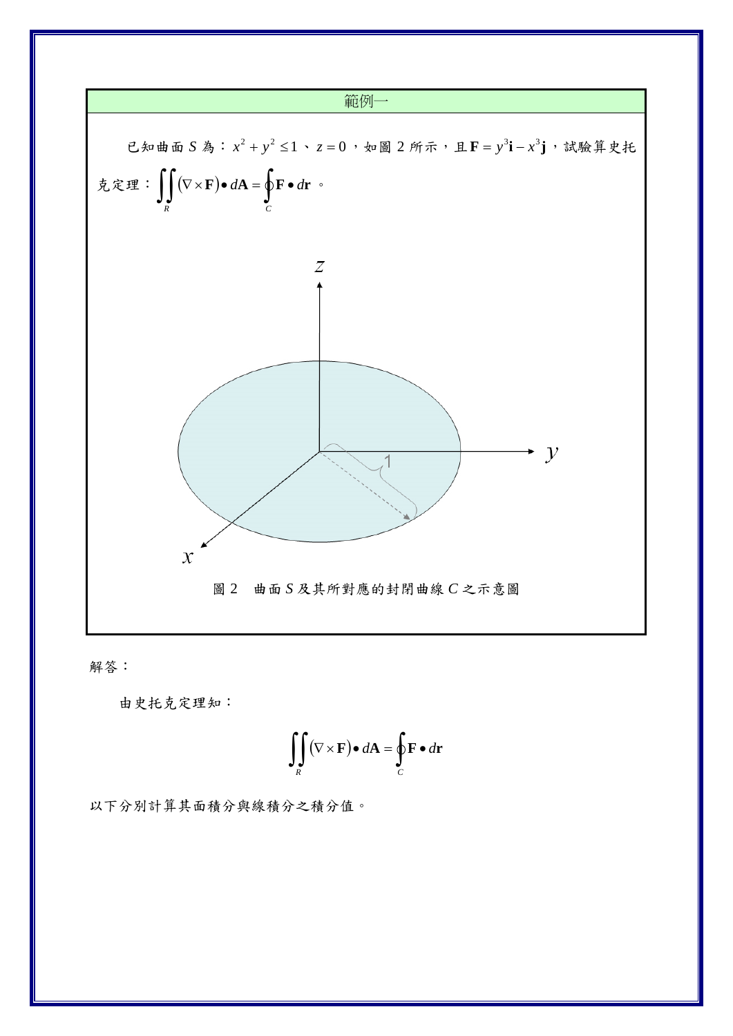## 範例一

已知曲面 $S$ 為：$x^2+y^2\le 1$、$z=0$，如圖 2 所示，且 $\mathbf{F}=y^3\mathbf{i}-x^3\mathbf{j}$，試驗算史托克定理：$\iint_R(\nabla\times\mathbf{F})\bullet d\mathbf{A}=\oint_C\mathbf{F}\bullet d\mathbf{r}$。

圖 2　曲面 $S$ 及其所對應的封閉曲線 $C$ 之示意圖

解答：

由史托克定理知：

$$\iint_R(\nabla\times\mathbf{F})\bullet d\mathbf{A}=\oint_C\mathbf{F}\bullet d\mathbf{r}$$

以下分別計算其面積分與線積分之積分值。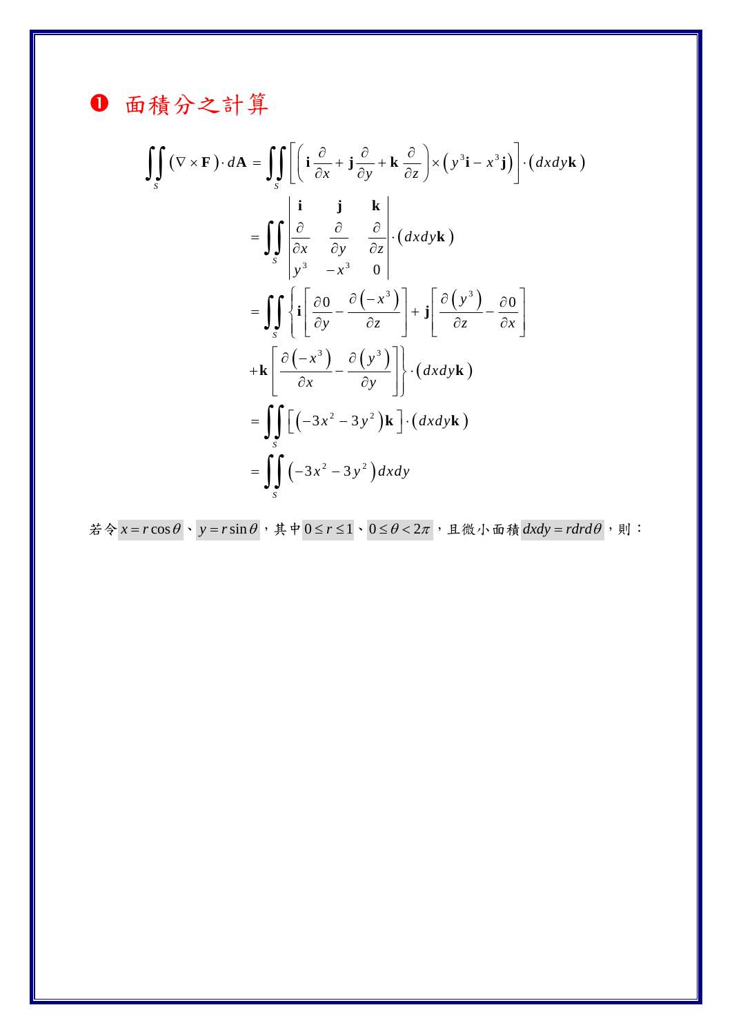## ❶ 面積分之計算

$$
\begin{aligned}
\iint_S (\nabla \times \mathbf{F}) \cdot d\mathbf{A} &= \iint_S \left[ \left( \mathbf{i}\frac{\partial}{\partial x} + \mathbf{j}\frac{\partial}{\partial y} + \mathbf{k}\frac{\partial}{\partial z} \right) \times \left( y^3 \mathbf{i} - x^3 \mathbf{j} \right) \right] \cdot \left( dxdy\mathbf{k} \right) \\
&= \iint_S \begin{vmatrix} \mathbf{i} & \mathbf{j} & \mathbf{k} \\ \dfrac{\partial}{\partial x} & \dfrac{\partial}{\partial y} & \dfrac{\partial}{\partial z} \\ y^3 & -x^3 & 0 \end{vmatrix} \cdot \left( dxdy\mathbf{k} \right) \\
&= \iint_S \left\{ \mathbf{i}\left[ \frac{\partial 0}{\partial y} - \frac{\partial\left(-x^3\right)}{\partial z} \right] + \mathbf{j}\left[ \frac{\partial\left(y^3\right)}{\partial z} - \frac{\partial 0}{\partial x} \right] \right. \\
&\quad \left. + \mathbf{k}\left[ \frac{\partial\left(-x^3\right)}{\partial x} - \frac{\partial\left(y^3\right)}{\partial y} \right] \right\} \cdot \left( dxdy\mathbf{k} \right) \\
&= \iint_S \left[ \left( -3x^2 - 3y^2 \right)\mathbf{k} \right] \cdot \left( dxdy\mathbf{k} \right) \\
&= \iint_S \left( -3x^2 - 3y^2 \right) dxdy
\end{aligned}
$$

若令 $x = r\cos\theta$、$y = r\sin\theta$，其中 $0 \le r \le 1$、$0 \le \theta < 2\pi$，且微小面積 $dxdy = rdrd\theta$，則：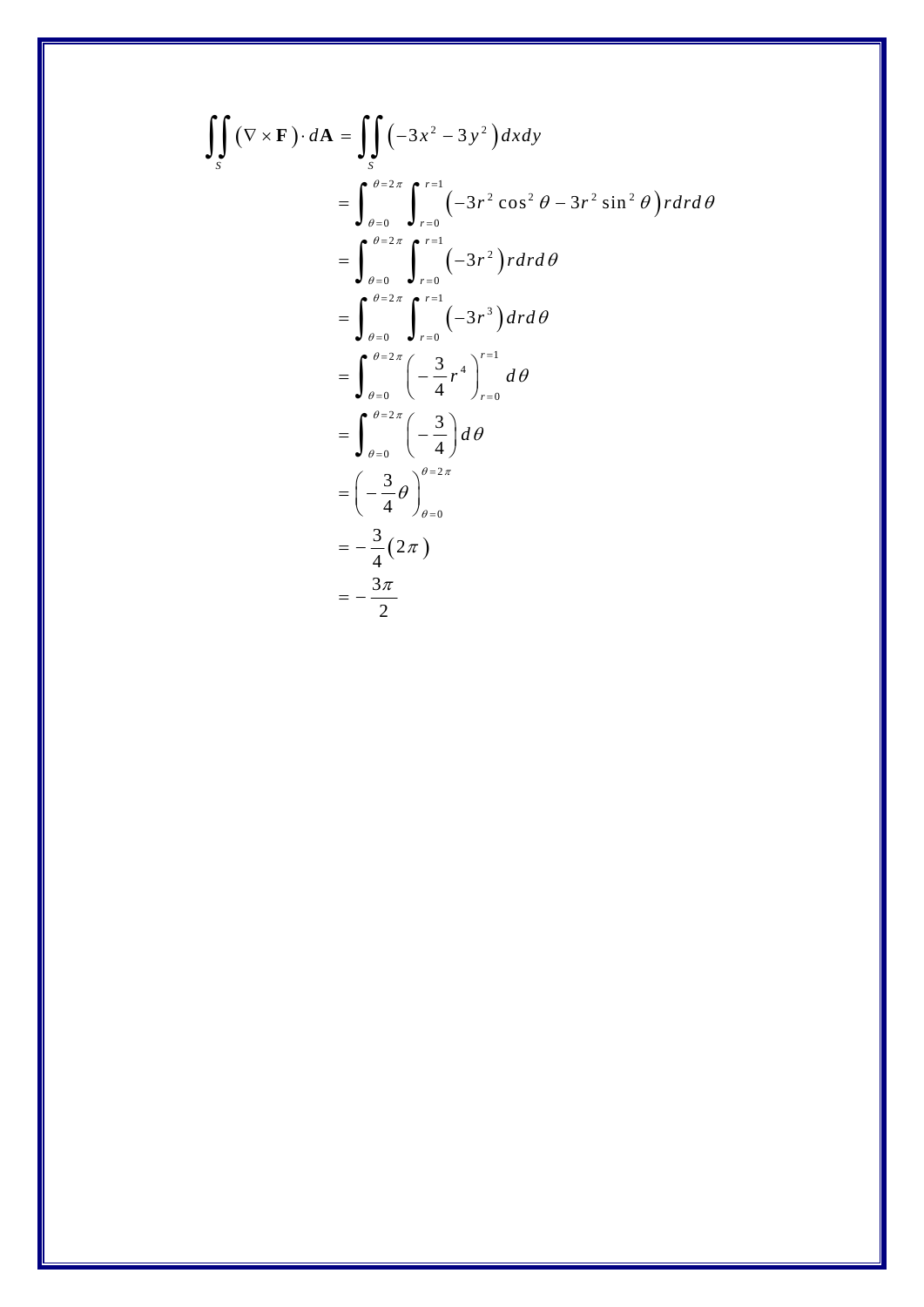$$
\begin{aligned}
\iint_S (\nabla \times \mathbf{F}) \cdot d\mathbf{A} &= \iint_S \left(-3x^2 - 3y^2\right) dxdy \\
&= \int_{\theta=0}^{\theta=2\pi} \int_{r=0}^{r=1} \left(-3r^2 \cos^2\theta - 3r^2 \sin^2\theta\right) r dr d\theta \\
&= \int_{\theta=0}^{\theta=2\pi} \int_{r=0}^{r=1} \left(-3r^2\right) r dr d\theta \\
&= \int_{\theta=0}^{\theta=2\pi} \int_{r=0}^{r=1} \left(-3r^3\right) dr d\theta \\
&= \int_{\theta=0}^{\theta=2\pi} \left(-\frac{3}{4} r^4\right)_{r=0}^{r=1} d\theta \\
&= \int_{\theta=0}^{\theta=2\pi} \left(-\frac{3}{4}\right) d\theta \\
&= \left(-\frac{3}{4}\theta\right)_{\theta=0}^{\theta=2\pi} \\
&= -\frac{3}{4}(2\pi) \\
&= -\frac{3\pi}{2}
\end{aligned}
$$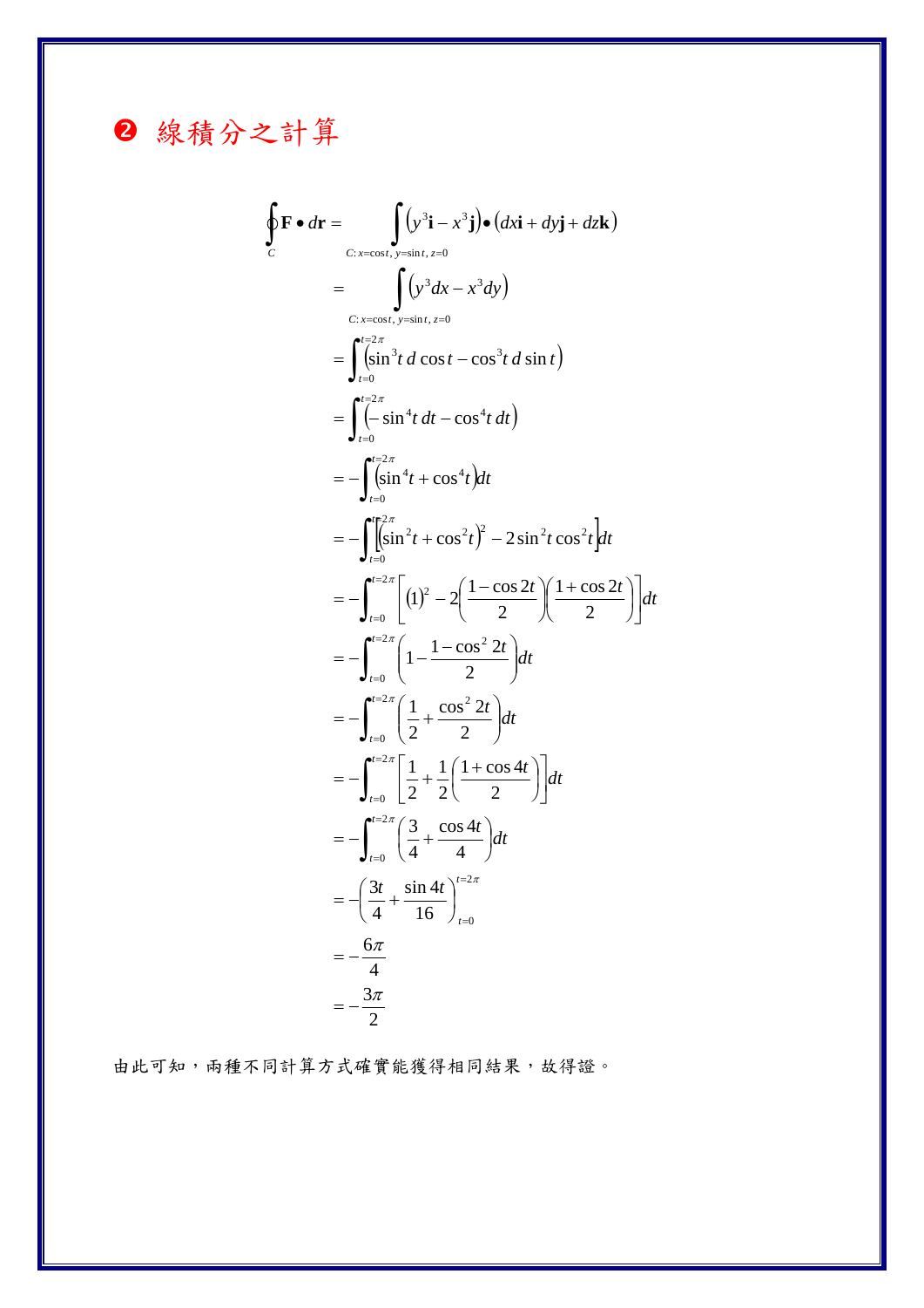## ❷ 線積分之計算

$$
\begin{aligned}
\oint_C \mathbf{F} \bullet d\mathbf{r} &= \int_{C:\,x=\cos t,\ y=\sin t,\ z=0} \left(y^3\mathbf{i} - x^3\mathbf{j}\right) \bullet \left(dx\mathbf{i} + dy\mathbf{j} + dz\mathbf{k}\right) \\
&= \int_{C:\,x=\cos t,\ y=\sin t,\ z=0} \left(y^3 dx - x^3 dy\right) \\
&= \int_{t=0}^{t=2\pi} \left(\sin^3 t\, d\cos t - \cos^3 t\, d\sin t\right) \\
&= \int_{t=0}^{t=2\pi} \left(-\sin^4 t\, dt - \cos^4 t\, dt\right) \\
&= -\int_{t=0}^{t=2\pi} \left(\sin^4 t + \cos^4 t\right) dt \\
&= -\int_{t=0}^{2\pi} \left[\left(\sin^2 t + \cos^2 t\right)^2 - 2\sin^2 t \cos^2 t\right] dt \\
&= -\int_{t=0}^{t=2\pi} \left[(1)^2 - 2\left(\frac{1-\cos 2t}{2}\right)\left(\frac{1+\cos 2t}{2}\right)\right] dt \\
&= -\int_{t=0}^{t=2\pi} \left(1 - \frac{1-\cos^2 2t}{2}\right) dt \\
&= -\int_{t=0}^{t=2\pi} \left(\frac{1}{2} + \frac{\cos^2 2t}{2}\right) dt \\
&= -\int_{t=0}^{t=2\pi} \left[\frac{1}{2} + \frac{1}{2}\left(\frac{1+\cos 4t}{2}\right)\right] dt \\
&= -\int_{t=0}^{t=2\pi} \left(\frac{3}{4} + \frac{\cos 4t}{4}\right) dt \\
&= -\left(\frac{3t}{4} + \frac{\sin 4t}{16}\right)_{t=0}^{t=2\pi} \\
&= -\frac{6\pi}{4} \\
&= -\frac{3\pi}{2}
\end{aligned}
$$

由此可知，兩種不同計算方式確實能獲得相同結果，故得證。